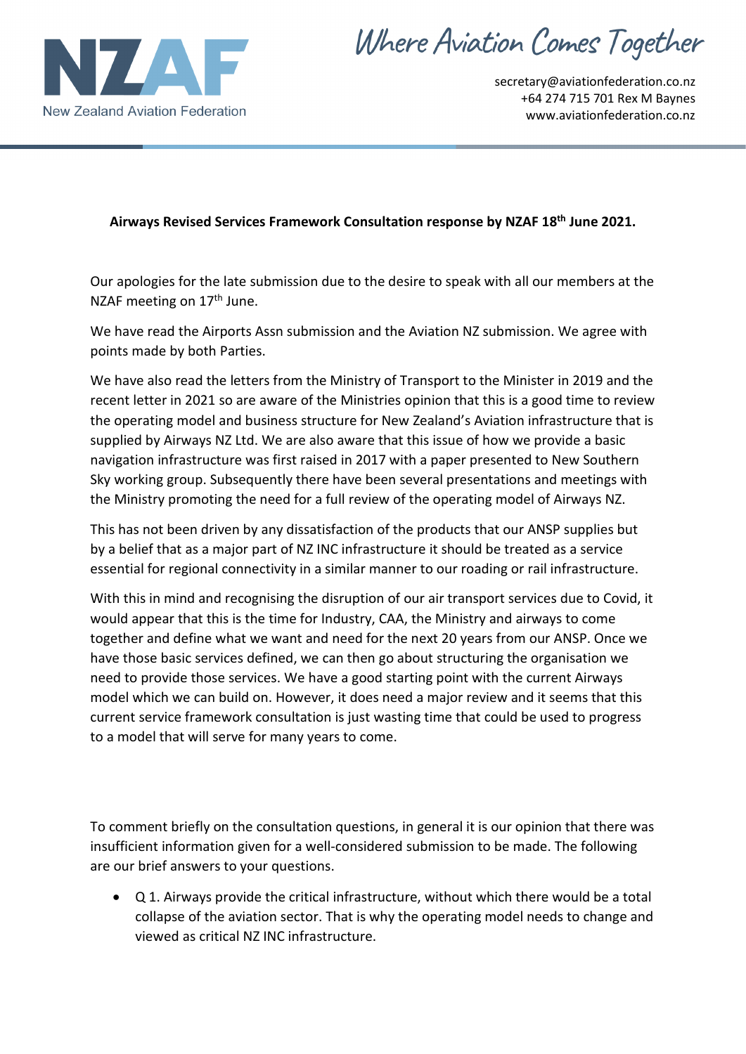NZAF
New Zealand Aviation Federation

Where Aviation Comes Together

secretary@aviationfederation.co.nz
+64 274 715 701 Rex M Baynes
www.aviationfederation.co.nz

**Airways Revised Services Framework Consultation response by NZAF 18th June 2021.**

Our apologies for the late submission due to the desire to speak with all our members at the NZAF meeting on 17th June.

We have read the Airports Assn submission and the Aviation NZ submission. We agree with points made by both Parties.

We have also read the letters from the Ministry of Transport to the Minister in 2019 and the recent letter in 2021 so are aware of the Ministries opinion that this is a good time to review the operating model and business structure for New Zealand's Aviation infrastructure that is supplied by Airways NZ Ltd. We are also aware that this issue of how we provide a basic navigation infrastructure was first raised in 2017 with a paper presented to New Southern Sky working group. Subsequently there have been several presentations and meetings with the Ministry promoting the need for a full review of the operating model of Airways NZ.

This has not been driven by any dissatisfaction of the products that our ANSP supplies but by a belief that as a major part of NZ INC infrastructure it should be treated as a service essential for regional connectivity in a similar manner to our roading or rail infrastructure.

With this in mind and recognising the disruption of our air transport services due to Covid, it would appear that this is the time for Industry, CAA, the Ministry and airways to come together and define what we want and need for the next 20 years from our ANSP. Once we have those basic services defined, we can then go about structuring the organisation we need to provide those services. We have a good starting point with the current Airways model which we can build on. However, it does need a major review and it seems that this current service framework consultation is just wasting time that could be used to progress to a model that will serve for many years to come.

To comment briefly on the consultation questions, in general it is our opinion that there was insufficient information given for a well-considered submission to be made. The following are our brief answers to your questions.

- Q 1. Airways provide the critical infrastructure, without which there would be a total collapse of the aviation sector. That is why the operating model needs to change and viewed as critical NZ INC infrastructure.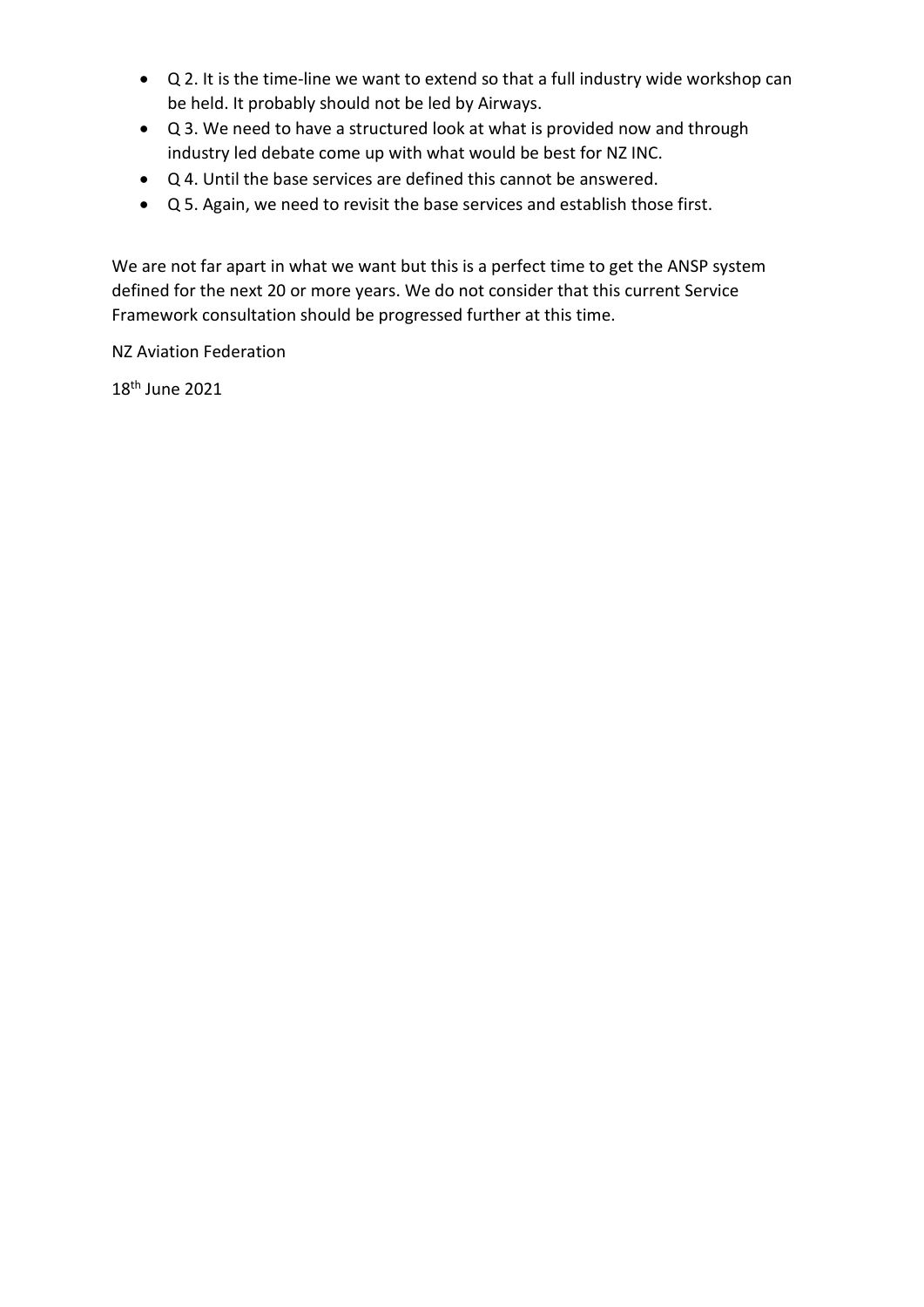- Q 2. It is the time-line we want to extend so that a full industry wide workshop can be held. It probably should not be led by Airways.
- Q 3. We need to have a structured look at what is provided now and through industry led debate come up with what would be best for NZ INC.
- Q 4. Until the base services are defined this cannot be answered.
- Q 5. Again, we need to revisit the base services and establish those first.

We are not far apart in what we want but this is a perfect time to get the ANSP system defined for the next 20 or more years. We do not consider that this current Service Framework consultation should be progressed further at this time.

NZ Aviation Federation

18th June 2021